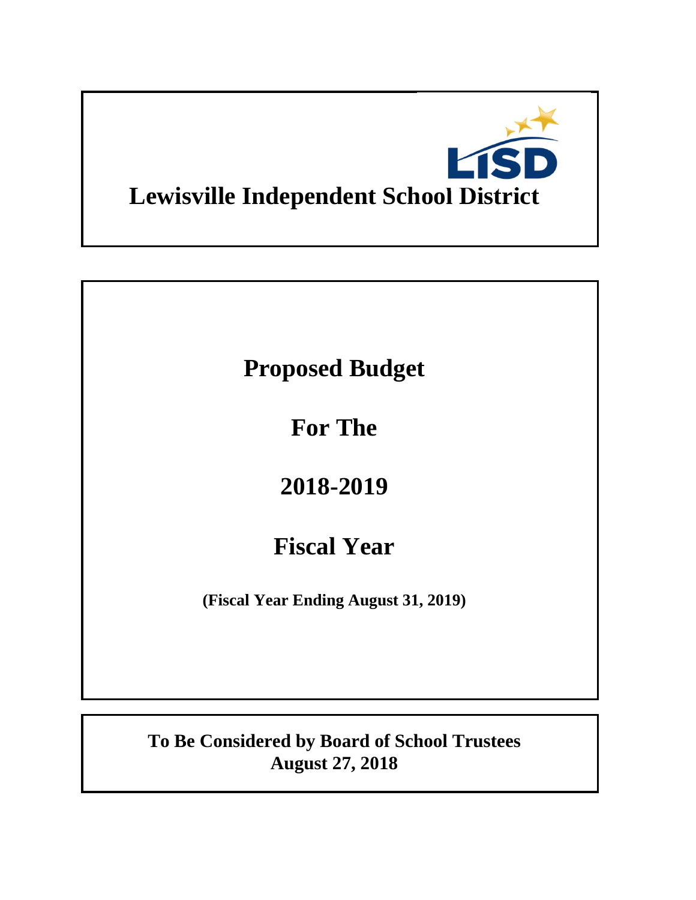LISD

# Lewisville Independent School District

## Proposed Budget

## For The

## 2018-2019

## Fiscal Year

**(Fiscal Year Ending August 31, 2019)**

**To Be Considered by Board of School Trustees**
**August 27, 2018**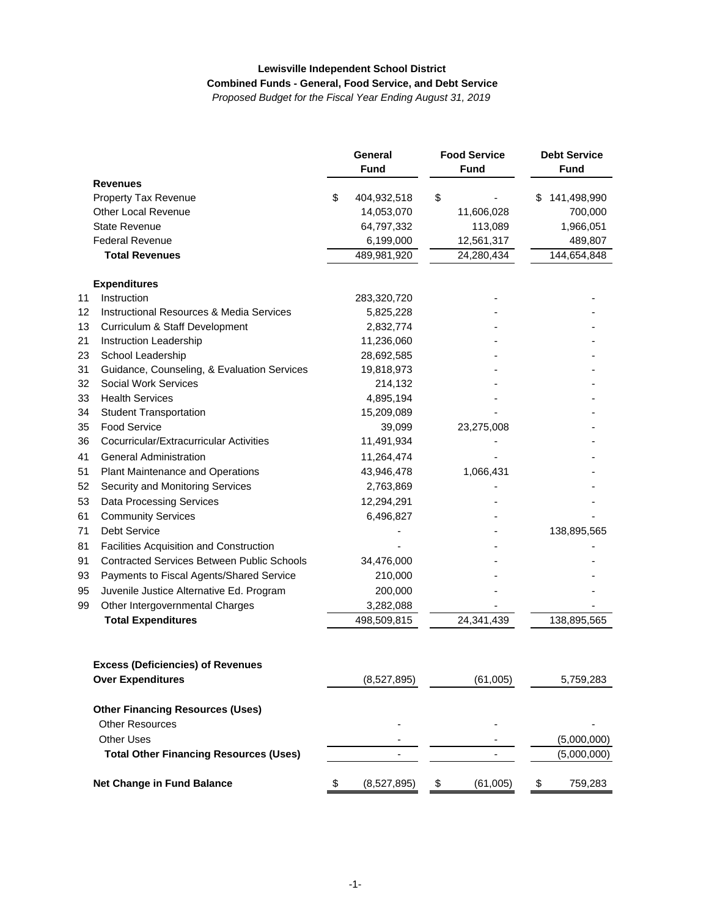**Lewisville Independent School District**

**Combined Funds - General, Food Service, and Debt Service**

*Proposed Budget for the Fiscal Year Ending August 31, 2019*

| | | General Fund | Food Service Fund | Debt Service Fund |
|---|---|---|---|---|
| | **Revenues** | | | |
| | Property Tax Revenue | $ 404,932,518 | $ - | $ 141,498,990 |
| | Other Local Revenue | 14,053,070 | 11,606,028 | 700,000 |
| | State Revenue | 64,797,332 | 113,089 | 1,966,051 |
| | Federal Revenue | 6,199,000 | 12,561,317 | 489,807 |
| | **Total Revenues** | 489,981,920 | 24,280,434 | 144,654,848 |
| | **Expenditures** | | | |
| 11 | Instruction | 283,320,720 | - | - |
| 12 | Instructional Resources & Media Services | 5,825,228 | - | - |
| 13 | Curriculum & Staff Development | 2,832,774 | - | - |
| 21 | Instruction Leadership | 11,236,060 | - | - |
| 23 | School Leadership | 28,692,585 | - | - |
| 31 | Guidance, Counseling, & Evaluation Services | 19,818,973 | - | - |
| 32 | Social Work Services | 214,132 | - | - |
| 33 | Health Services | 4,895,194 | - | - |
| 34 | Student Transportation | 15,209,089 | - | - |
| 35 | Food Service | 39,099 | 23,275,008 | - |
| 36 | Cocurricular/Extracurricular Activities | 11,491,934 | - | - |
| 41 | General Administration | 11,264,474 | - | - |
| 51 | Plant Maintenance and Operations | 43,946,478 | 1,066,431 | - |
| 52 | Security and Monitoring Services | 2,763,869 | - | - |
| 53 | Data Processing Services | 12,294,291 | - | - |
| 61 | Community Services | 6,496,827 | - | - |
| 71 | Debt Service | - | - | 138,895,565 |
| 81 | Facilities Acquisition and Construction | - | - | - |
| 91 | Contracted Services Between Public Schools | 34,476,000 | - | - |
| 93 | Payments to Fiscal Agents/Shared Service | 210,000 | - | - |
| 95 | Juvenile Justice Alternative Ed. Program | 200,000 | - | - |
| 99 | Other Intergovernmental Charges | 3,282,088 | - | - |
| | **Total Expenditures** | 498,509,815 | 24,341,439 | 138,895,565 |
| | **Excess (Deficiencies) of Revenues Over Expenditures** | (8,527,895) | (61,005) | 5,759,283 |
| | **Other Financing Resources (Uses)** | | | |
| | Other Resources | - | - | - |
| | Other Uses | - | - | (5,000,000) |
| | **Total Other Financing Resources (Uses)** | - | - | (5,000,000) |
| | **Net Change in Fund Balance** | $ (8,527,895) | $ (61,005) | $ 759,283 |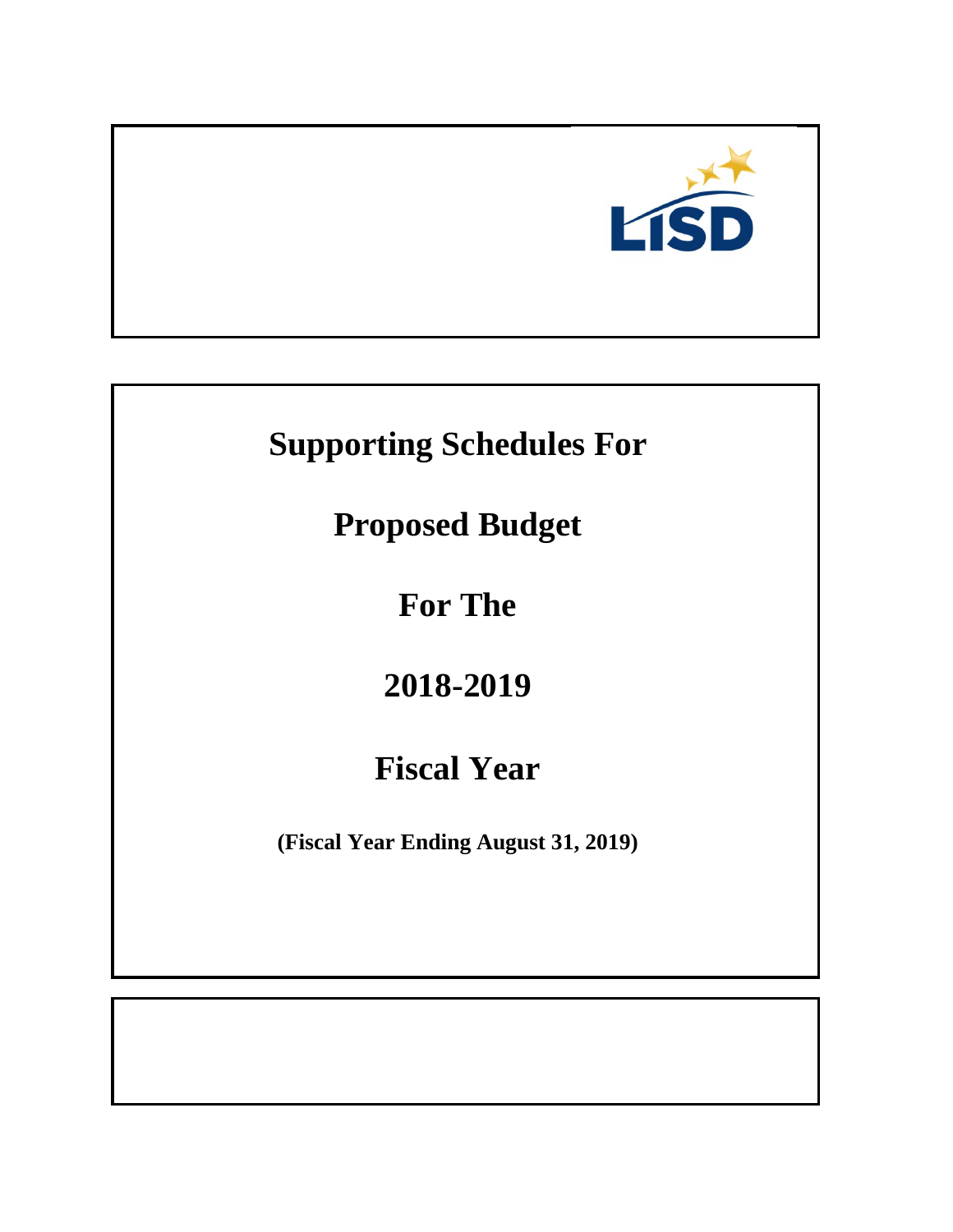LISD

# Supporting Schedules For

# Proposed Budget

# For The

# 2018-2019

# Fiscal Year

**(Fiscal Year Ending August 31, 2019)**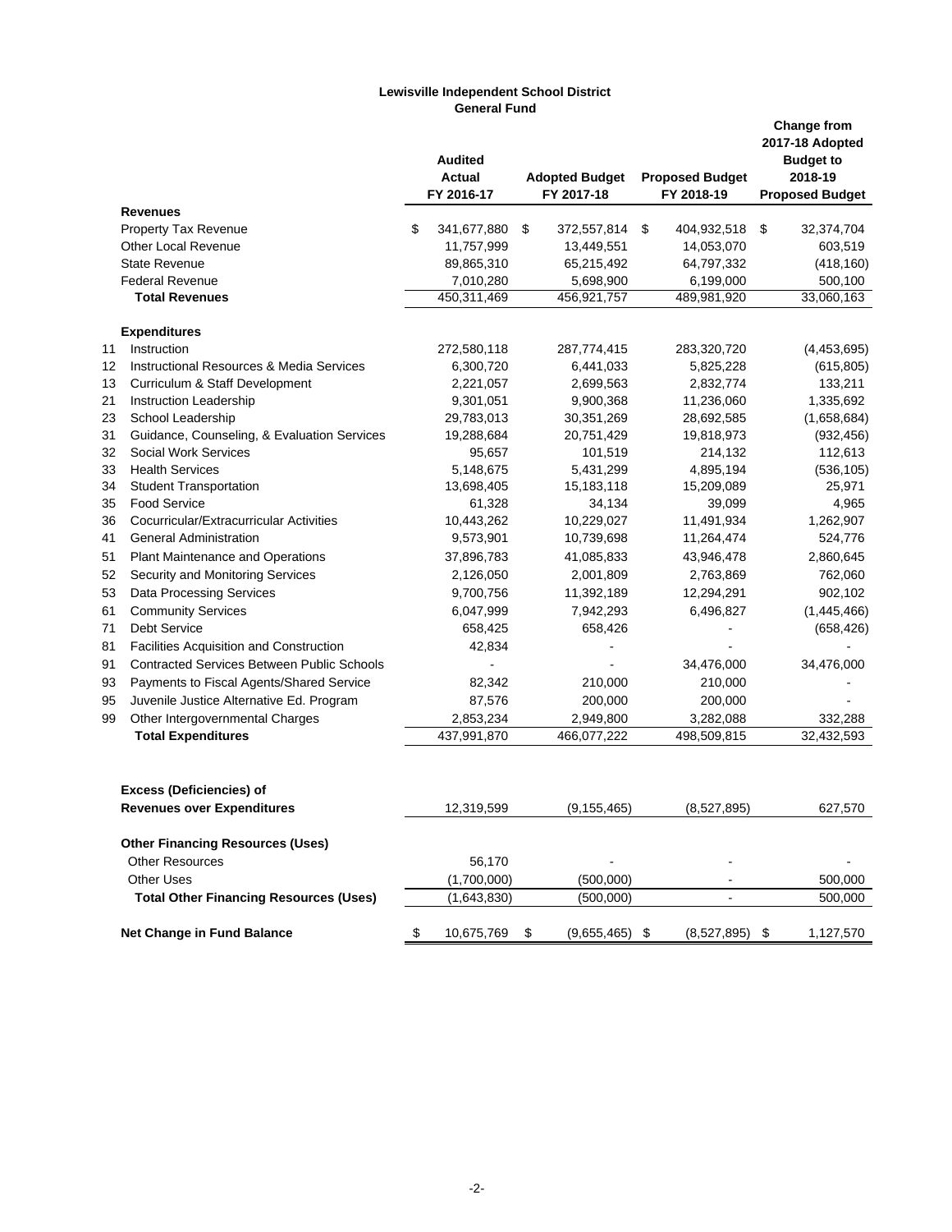**Lewisville Independent School District**
**General Fund**

| | | Audited Actual FY 2016-17 | Adopted Budget FY 2017-18 | Proposed Budget FY 2018-19 | Change from 2017-18 Adopted Budget to 2018-19 Proposed Budget |
|---|---|---|---|---|---|
| | **Revenues** | | | | |
| | Property Tax Revenue | $ 341,677,880 | $ 372,557,814 | $ 404,932,518 | $ 32,374,704 |
| | Other Local Revenue | 11,757,999 | 13,449,551 | 14,053,070 | 603,519 |
| | State Revenue | 89,865,310 | 65,215,492 | 64,797,332 | (418,160) |
| | Federal Revenue | 7,010,280 | 5,698,900 | 6,199,000 | 500,100 |
| | **Total Revenues** | 450,311,469 | 456,921,757 | 489,981,920 | 33,060,163 |
| | **Expenditures** | | | | |
| 11 | Instruction | 272,580,118 | 287,774,415 | 283,320,720 | (4,453,695) |
| 12 | Instructional Resources & Media Services | 6,300,720 | 6,441,033 | 5,825,228 | (615,805) |
| 13 | Curriculum & Staff Development | 2,221,057 | 2,699,563 | 2,832,774 | 133,211 |
| 21 | Instruction Leadership | 9,301,051 | 9,900,368 | 11,236,060 | 1,335,692 |
| 23 | School Leadership | 29,783,013 | 30,351,269 | 28,692,585 | (1,658,684) |
| 31 | Guidance, Counseling, & Evaluation Services | 19,288,684 | 20,751,429 | 19,818,973 | (932,456) |
| 32 | Social Work Services | 95,657 | 101,519 | 214,132 | 112,613 |
| 33 | Health Services | 5,148,675 | 5,431,299 | 4,895,194 | (536,105) |
| 34 | Student Transportation | 13,698,405 | 15,183,118 | 15,209,089 | 25,971 |
| 35 | Food Service | 61,328 | 34,134 | 39,099 | 4,965 |
| 36 | Cocurricular/Extracurricular Activities | 10,443,262 | 10,229,027 | 11,491,934 | 1,262,907 |
| 41 | General Administration | 9,573,901 | 10,739,698 | 11,264,474 | 524,776 |
| 51 | Plant Maintenance and Operations | 37,896,783 | 41,085,833 | 43,946,478 | 2,860,645 |
| 52 | Security and Monitoring Services | 2,126,050 | 2,001,809 | 2,763,869 | 762,060 |
| 53 | Data Processing Services | 9,700,756 | 11,392,189 | 12,294,291 | 902,102 |
| 61 | Community Services | 6,047,999 | 7,942,293 | 6,496,827 | (1,445,466) |
| 71 | Debt Service | 658,425 | 658,426 | - | (658,426) |
| 81 | Facilities Acquisition and Construction | 42,834 | - | - | - |
| 91 | Contracted Services Between Public Schools | - | - | 34,476,000 | 34,476,000 |
| 93 | Payments to Fiscal Agents/Shared Service | 82,342 | 210,000 | 210,000 | - |
| 95 | Juvenile Justice Alternative Ed. Program | 87,576 | 200,000 | 200,000 | - |
| 99 | Other Intergovernmental Charges | 2,853,234 | 2,949,800 | 3,282,088 | 332,288 |
| | **Total Expenditures** | 437,991,870 | 466,077,222 | 498,509,815 | 32,432,593 |
| | **Excess (Deficiencies) of Revenues over Expenditures** | 12,319,599 | (9,155,465) | (8,527,895) | 627,570 |
| | **Other Financing Resources (Uses)** | | | | |
| | Other Resources | 56,170 | - | - | - |
| | Other Uses | (1,700,000) | (500,000) | - | 500,000 |
| | **Total Other Financing Resources (Uses)** | (1,643,830) | (500,000) | - | 500,000 |
| | **Net Change in Fund Balance** | $ 10,675,769 | $ (9,655,465) | $ (8,527,895) | $ 1,127,570 |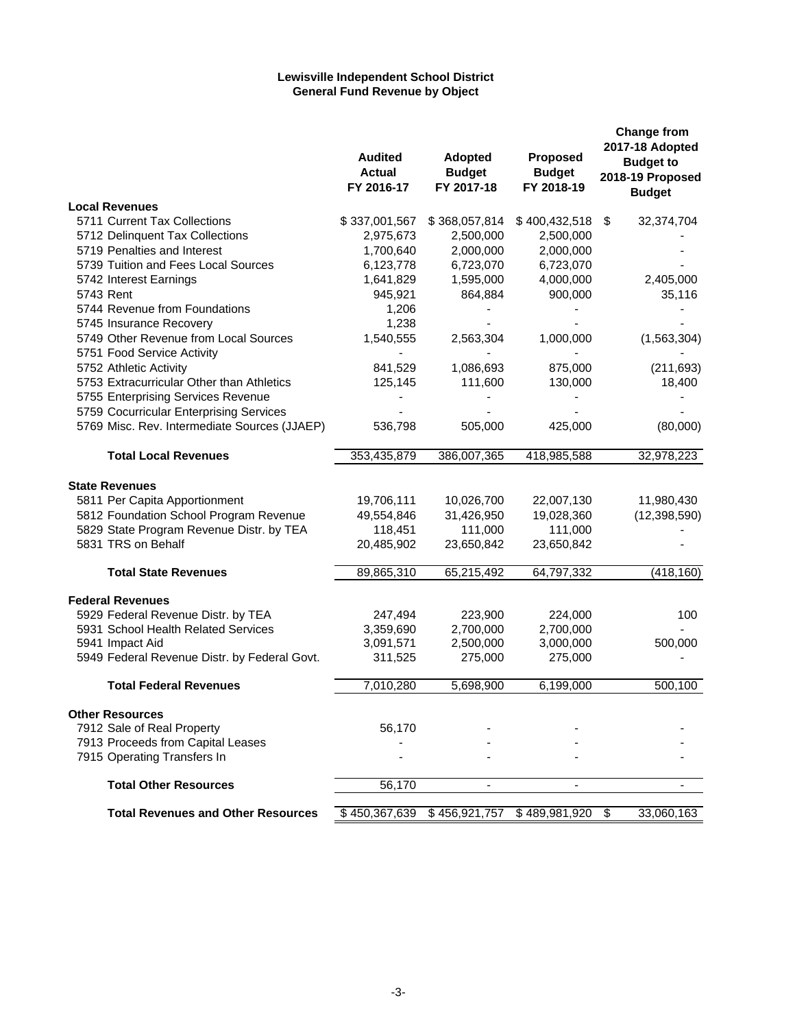# Lewisville Independent School District
## General Fund Revenue by Object

| | Audited Actual FY 2016-17 | Adopted Budget FY 2017-18 | Proposed Budget FY 2018-19 | Change from 2017-18 Adopted Budget to 2018-19 Proposed Budget |
|---|---|---|---|---|
| **Local Revenues** | | | | |
| 5711 Current Tax Collections | $ 337,001,567 | $ 368,057,814 | $ 400,432,518 | $ 32,374,704 |
| 5712 Delinquent Tax Collections | 2,975,673 | 2,500,000 | 2,500,000 | - |
| 5719 Penalties and Interest | 1,700,640 | 2,000,000 | 2,000,000 | - |
| 5739 Tuition and Fees Local Sources | 6,123,778 | 6,723,070 | 6,723,070 | - |
| 5742 Interest Earnings | 1,641,829 | 1,595,000 | 4,000,000 | 2,405,000 |
| 5743 Rent | 945,921 | 864,884 | 900,000 | 35,116 |
| 5744 Revenue from Foundations | 1,206 | - | - | - |
| 5745 Insurance Recovery | 1,238 | - | - | - |
| 5749 Other Revenue from Local Sources | 1,540,555 | 2,563,304 | 1,000,000 | (1,563,304) |
| 5751 Food Service Activity | - | - | - | - |
| 5752 Athletic Activity | 841,529 | 1,086,693 | 875,000 | (211,693) |
| 5753 Extracurricular Other than Athletics | 125,145 | 111,600 | 130,000 | 18,400 |
| 5755 Enterprising Services Revenue | - | - | - | - |
| 5759 Cocurricular Enterprising Services | - | - | - | - |
| 5769 Misc. Rev. Intermediate Sources (JJAEP) | 536,798 | 505,000 | 425,000 | (80,000) |
| **Total Local Revenues** | 353,435,879 | 386,007,365 | 418,985,588 | 32,978,223 |
| **State Revenues** | | | | |
| 5811 Per Capita Apportionment | 19,706,111 | 10,026,700 | 22,007,130 | 11,980,430 |
| 5812 Foundation School Program Revenue | 49,554,846 | 31,426,950 | 19,028,360 | (12,398,590) |
| 5829 State Program Revenue Distr. by TEA | 118,451 | 111,000 | 111,000 | - |
| 5831 TRS on Behalf | 20,485,902 | 23,650,842 | 23,650,842 | - |
| **Total State Revenues** | 89,865,310 | 65,215,492 | 64,797,332 | (418,160) |
| **Federal Revenues** | | | | |
| 5929 Federal Revenue Distr. by TEA | 247,494 | 223,900 | 224,000 | 100 |
| 5931 School Health Related Services | 3,359,690 | 2,700,000 | 2,700,000 | - |
| 5941 Impact Aid | 3,091,571 | 2,500,000 | 3,000,000 | 500,000 |
| 5949 Federal Revenue Distr. by Federal Govt. | 311,525 | 275,000 | 275,000 | - |
| **Total Federal Revenues** | 7,010,280 | 5,698,900 | 6,199,000 | 500,100 |
| **Other Resources** | | | | |
| 7912 Sale of Real Property | 56,170 | - | - | - |
| 7913 Proceeds from Capital Leases | - | - | - | - |
| 7915 Operating Transfers In | - | - | - | - |
| **Total Other Resources** | 56,170 | - | - | - |
| **Total Revenues and Other Resources** | $ 450,367,639 | $ 456,921,757 | $ 489,981,920 | $ 33,060,163 |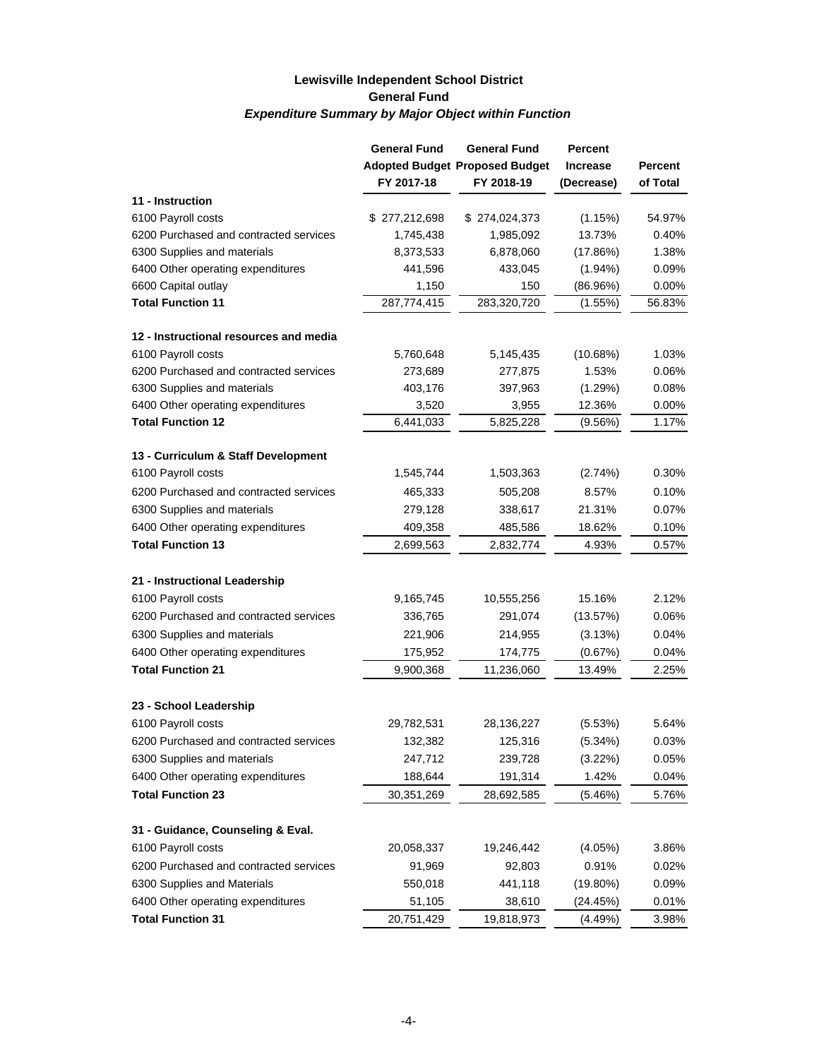## Lewisville Independent School District
## General Fund
### *Expenditure Summary by Major Object within Function*

| | General Fund Adopted Budget FY 2017-18 | General Fund Proposed Budget FY 2018-19 | Percent Increase (Decrease) | Percent of Total |
|---|---|---|---|---|
| **11 - Instruction** | | | | |
| 6100 Payroll costs | $ 277,212,698 | $ 274,024,373 | (1.15%) | 54.97% |
| 6200 Purchased and contracted services | 1,745,438 | 1,985,092 | 13.73% | 0.40% |
| 6300 Supplies and materials | 8,373,533 | 6,878,060 | (17.86%) | 1.38% |
| 6400 Other operating expenditures | 441,596 | 433,045 | (1.94%) | 0.09% |
| 6600 Capital outlay | 1,150 | 150 | (86.96%) | 0.00% |
| **Total Function 11** | 287,774,415 | 283,320,720 | (1.55%) | 56.83% |
| **12 - Instructional resources and media** | | | | |
| 6100 Payroll costs | 5,760,648 | 5,145,435 | (10.68%) | 1.03% |
| 6200 Purchased and contracted services | 273,689 | 277,875 | 1.53% | 0.06% |
| 6300 Supplies and materials | 403,176 | 397,963 | (1.29%) | 0.08% |
| 6400 Other operating expenditures | 3,520 | 3,955 | 12.36% | 0.00% |
| **Total Function 12** | 6,441,033 | 5,825,228 | (9.56%) | 1.17% |
| **13 - Curriculum & Staff Development** | | | | |
| 6100 Payroll costs | 1,545,744 | 1,503,363 | (2.74%) | 0.30% |
| 6200 Purchased and contracted services | 465,333 | 505,208 | 8.57% | 0.10% |
| 6300 Supplies and materials | 279,128 | 338,617 | 21.31% | 0.07% |
| 6400 Other operating expenditures | 409,358 | 485,586 | 18.62% | 0.10% |
| **Total Function 13** | 2,699,563 | 2,832,774 | 4.93% | 0.57% |
| **21 - Instructional Leadership** | | | | |
| 6100 Payroll costs | 9,165,745 | 10,555,256 | 15.16% | 2.12% |
| 6200 Purchased and contracted services | 336,765 | 291,074 | (13.57%) | 0.06% |
| 6300 Supplies and materials | 221,906 | 214,955 | (3.13%) | 0.04% |
| 6400 Other operating expenditures | 175,952 | 174,775 | (0.67%) | 0.04% |
| **Total Function 21** | 9,900,368 | 11,236,060 | 13.49% | 2.25% |
| **23 - School Leadership** | | | | |
| 6100 Payroll costs | 29,782,531 | 28,136,227 | (5.53%) | 5.64% |
| 6200 Purchased and contracted services | 132,382 | 125,316 | (5.34%) | 0.03% |
| 6300 Supplies and materials | 247,712 | 239,728 | (3.22%) | 0.05% |
| 6400 Other operating expenditures | 188,644 | 191,314 | 1.42% | 0.04% |
| **Total Function 23** | 30,351,269 | 28,692,585 | (5.46%) | 5.76% |
| **31 - Guidance, Counseling & Eval.** | | | | |
| 6100 Payroll costs | 20,058,337 | 19,246,442 | (4.05%) | 3.86% |
| 6200 Purchased and contracted services | 91,969 | 92,803 | 0.91% | 0.02% |
| 6300 Supplies and Materials | 550,018 | 441,118 | (19.80%) | 0.09% |
| 6400 Other operating expenditures | 51,105 | 38,610 | (24.45%) | 0.01% |
| **Total Function 31** | 20,751,429 | 19,818,973 | (4.49%) | 3.98% |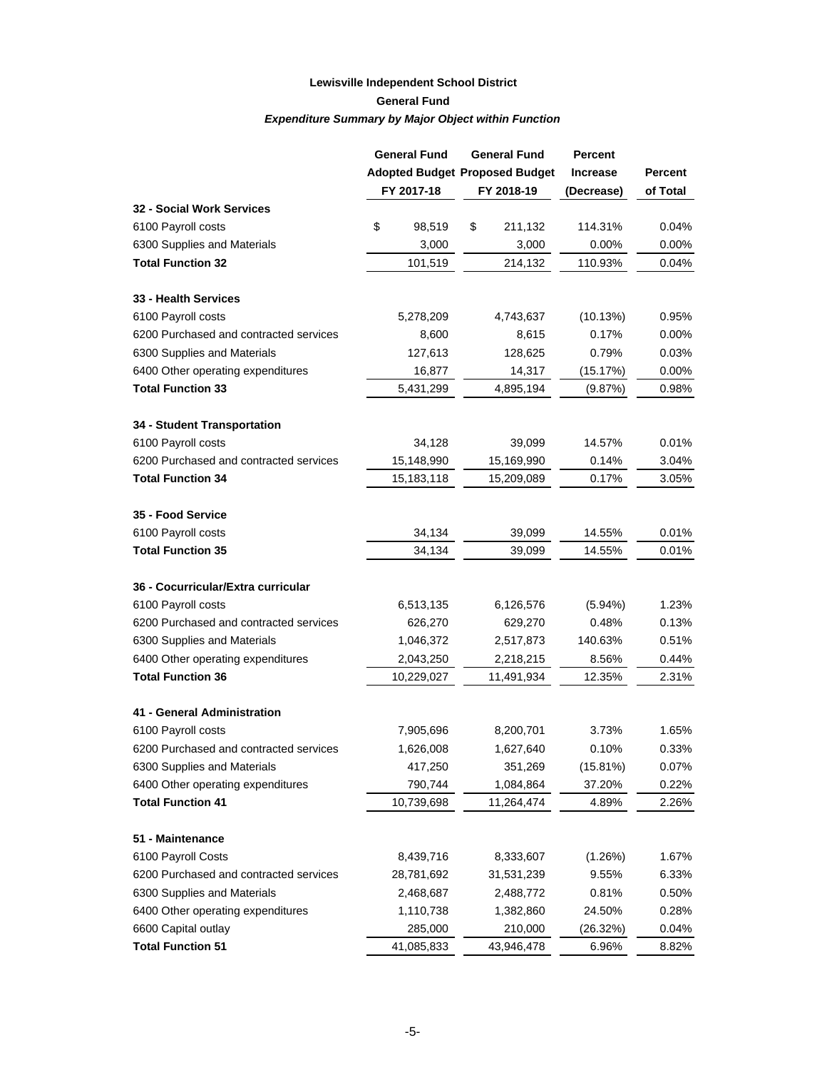**Lewisville Independent School District**

**General Fund**

***Expenditure Summary by Major Object within Function***

| | General Fund Adopted Budget FY 2017-18 | General Fund Proposed Budget FY 2018-19 | Percent Increase (Decrease) | Percent of Total |
|---|---|---|---|---|
| **32 - Social Work Services** | | | | |
| 6100 Payroll costs | $ 98,519 | $ 211,132 | 114.31% | 0.04% |
| 6300 Supplies and Materials | 3,000 | 3,000 | 0.00% | 0.00% |
| **Total Function 32** | 101,519 | 214,132 | 110.93% | 0.04% |
| **33 - Health Services** | | | | |
| 6100 Payroll costs | 5,278,209 | 4,743,637 | (10.13%) | 0.95% |
| 6200 Purchased and contracted services | 8,600 | 8,615 | 0.17% | 0.00% |
| 6300 Supplies and Materials | 127,613 | 128,625 | 0.79% | 0.03% |
| 6400 Other operating expenditures | 16,877 | 14,317 | (15.17%) | 0.00% |
| **Total Function 33** | 5,431,299 | 4,895,194 | (9.87%) | 0.98% |
| **34 - Student Transportation** | | | | |
| 6100 Payroll costs | 34,128 | 39,099 | 14.57% | 0.01% |
| 6200 Purchased and contracted services | 15,148,990 | 15,169,990 | 0.14% | 3.04% |
| **Total Function 34** | 15,183,118 | 15,209,089 | 0.17% | 3.05% |
| **35 - Food Service** | | | | |
| 6100 Payroll costs | 34,134 | 39,099 | 14.55% | 0.01% |
| **Total Function 35** | 34,134 | 39,099 | 14.55% | 0.01% |
| **36 - Cocurricular/Extra curricular** | | | | |
| 6100 Payroll costs | 6,513,135 | 6,126,576 | (5.94%) | 1.23% |
| 6200 Purchased and contracted services | 626,270 | 629,270 | 0.48% | 0.13% |
| 6300 Supplies and Materials | 1,046,372 | 2,517,873 | 140.63% | 0.51% |
| 6400 Other operating expenditures | 2,043,250 | 2,218,215 | 8.56% | 0.44% |
| **Total Function 36** | 10,229,027 | 11,491,934 | 12.35% | 2.31% |
| **41 - General Administration** | | | | |
| 6100 Payroll costs | 7,905,696 | 8,200,701 | 3.73% | 1.65% |
| 6200 Purchased and contracted services | 1,626,008 | 1,627,640 | 0.10% | 0.33% |
| 6300 Supplies and Materials | 417,250 | 351,269 | (15.81%) | 0.07% |
| 6400 Other operating expenditures | 790,744 | 1,084,864 | 37.20% | 0.22% |
| **Total Function 41** | 10,739,698 | 11,264,474 | 4.89% | 2.26% |
| **51 - Maintenance** | | | | |
| 6100 Payroll Costs | 8,439,716 | 8,333,607 | (1.26%) | 1.67% |
| 6200 Purchased and contracted services | 28,781,692 | 31,531,239 | 9.55% | 6.33% |
| 6300 Supplies and Materials | 2,468,687 | 2,488,772 | 0.81% | 0.50% |
| 6400 Other operating expenditures | 1,110,738 | 1,382,860 | 24.50% | 0.28% |
| 6600 Capital outlay | 285,000 | 210,000 | (26.32%) | 0.04% |
| **Total Function 51** | 41,085,833 | 43,946,478 | 6.96% | 8.82% |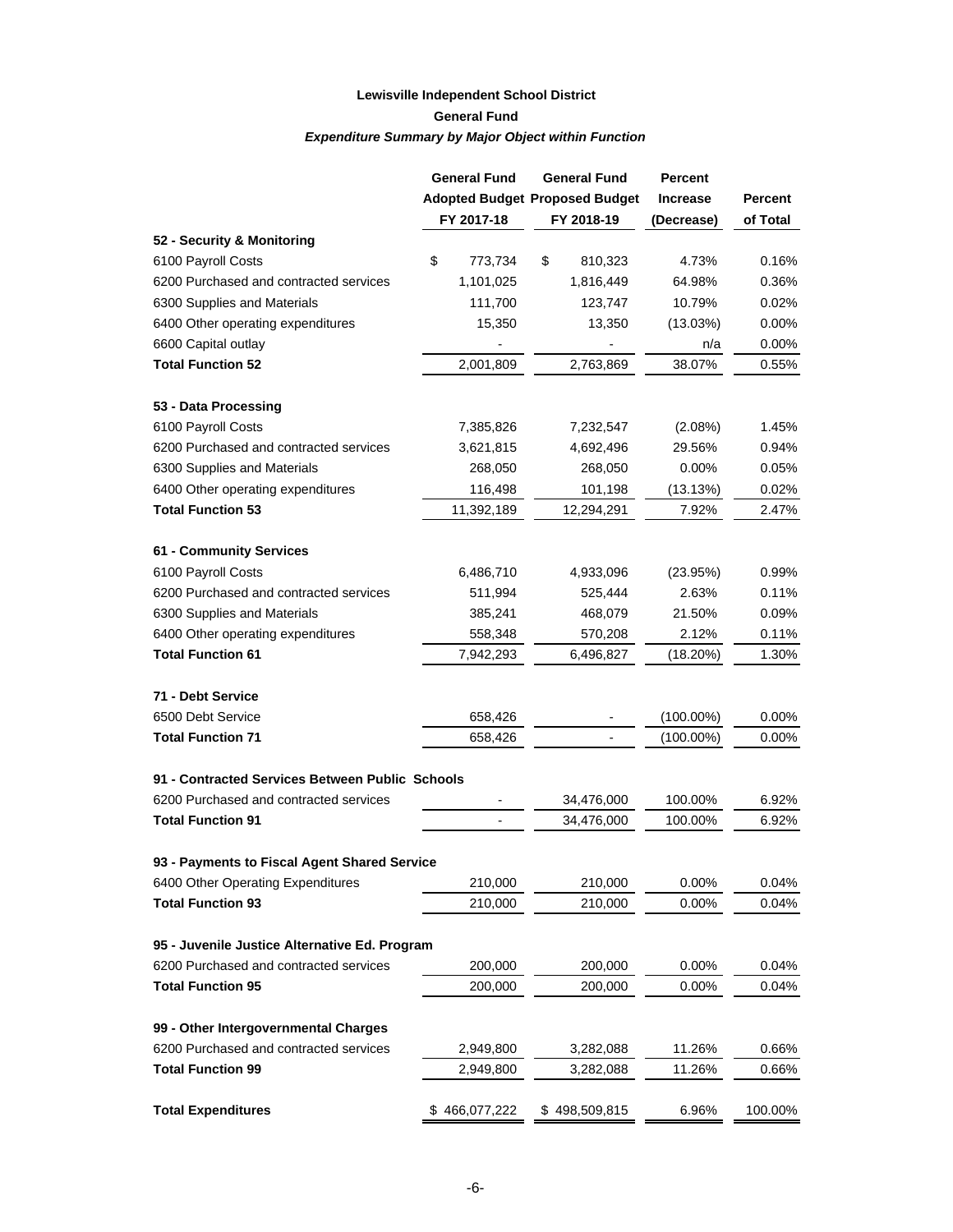**Lewisville Independent School District**

**General Fund**

***Expenditure Summary by Major Object within Function***

| | General Fund Adopted Budget FY 2017-18 | General Fund Proposed Budget FY 2018-19 | Percent Increase (Decrease) | Percent of Total |
|---|---|---|---|---|
| **52 - Security & Monitoring** | | | | |
| 6100 Payroll Costs | $ 773,734 | $ 810,323 | 4.73% | 0.16% |
| 6200 Purchased and contracted services | 1,101,025 | 1,816,449 | 64.98% | 0.36% |
| 6300 Supplies and Materials | 111,700 | 123,747 | 10.79% | 0.02% |
| 6400 Other operating expenditures | 15,350 | 13,350 | (13.03%) | 0.00% |
| 6600 Capital outlay | - | - | n/a | 0.00% |
| **Total Function 52** | 2,001,809 | 2,763,869 | 38.07% | 0.55% |
| **53 - Data Processing** | | | | |
| 6100 Payroll Costs | 7,385,826 | 7,232,547 | (2.08%) | 1.45% |
| 6200 Purchased and contracted services | 3,621,815 | 4,692,496 | 29.56% | 0.94% |
| 6300 Supplies and Materials | 268,050 | 268,050 | 0.00% | 0.05% |
| 6400 Other operating expenditures | 116,498 | 101,198 | (13.13%) | 0.02% |
| **Total Function 53** | 11,392,189 | 12,294,291 | 7.92% | 2.47% |
| **61 - Community Services** | | | | |
| 6100 Payroll Costs | 6,486,710 | 4,933,096 | (23.95%) | 0.99% |
| 6200 Purchased and contracted services | 511,994 | 525,444 | 2.63% | 0.11% |
| 6300 Supplies and Materials | 385,241 | 468,079 | 21.50% | 0.09% |
| 6400 Other operating expenditures | 558,348 | 570,208 | 2.12% | 0.11% |
| **Total Function 61** | 7,942,293 | 6,496,827 | (18.20%) | 1.30% |
| **71 - Debt Service** | | | | |
| 6500 Debt Service | 658,426 | - | (100.00%) | 0.00% |
| **Total Function 71** | 658,426 | - | (100.00%) | 0.00% |
| **91 - Contracted Services Between Public Schools** | | | | |
| 6200 Purchased and contracted services | - | 34,476,000 | 100.00% | 6.92% |
| **Total Function 91** | - | 34,476,000 | 100.00% | 6.92% |
| **93 - Payments to Fiscal Agent Shared Service** | | | | |
| 6400 Other Operating Expenditures | 210,000 | 210,000 | 0.00% | 0.04% |
| **Total Function 93** | 210,000 | 210,000 | 0.00% | 0.04% |
| **95 - Juvenile Justice Alternative Ed. Program** | | | | |
| 6200 Purchased and contracted services | 200,000 | 200,000 | 0.00% | 0.04% |
| **Total Function 95** | 200,000 | 200,000 | 0.00% | 0.04% |
| **99 - Other Intergovernmental Charges** | | | | |
| 6200 Purchased and contracted services | 2,949,800 | 3,282,088 | 11.26% | 0.66% |
| **Total Function 99** | 2,949,800 | 3,282,088 | 11.26% | 0.66% |
| **Total Expenditures** | $ 466,077,222 | $ 498,509,815 | 6.96% | 100.00% |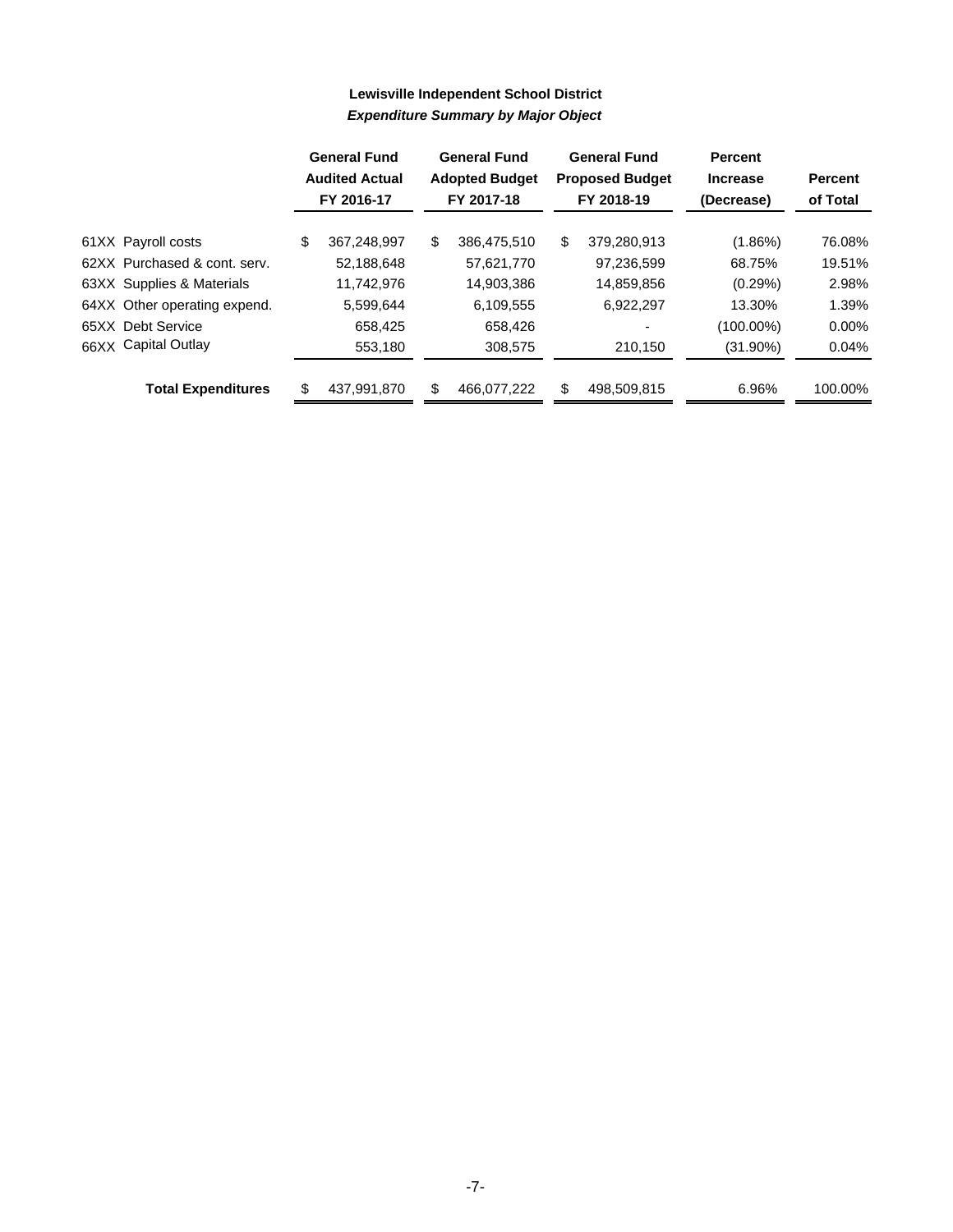**Lewisville Independent School District**

***Expenditure Summary by Major Object***

| | General Fund Audited Actual FY 2016-17 | General Fund Adopted Budget FY 2017-18 | General Fund Proposed Budget FY 2018-19 | Percent Increase (Decrease) | Percent of Total |
|---|---|---|---|---|---|
| 61XX Payroll costs | $ 367,248,997 | $ 386,475,510 | $ 379,280,913 | (1.86%) | 76.08% |
| 62XX Purchased & cont. serv. | 52,188,648 | 57,621,770 | 97,236,599 | 68.75% | 19.51% |
| 63XX Supplies & Materials | 11,742,976 | 14,903,386 | 14,859,856 | (0.29%) | 2.98% |
| 64XX Other operating expend. | 5,599,644 | 6,109,555 | 6,922,297 | 13.30% | 1.39% |
| 65XX Debt Service | 658,425 | 658,426 | - | (100.00%) | 0.00% |
| 66XX Capital Outlay | 553,180 | 308,575 | 210,150 | (31.90%) | 0.04% |
| **Total Expenditures** | $ 437,991,870 | $ 466,077,222 | $ 498,509,815 | 6.96% | 100.00% |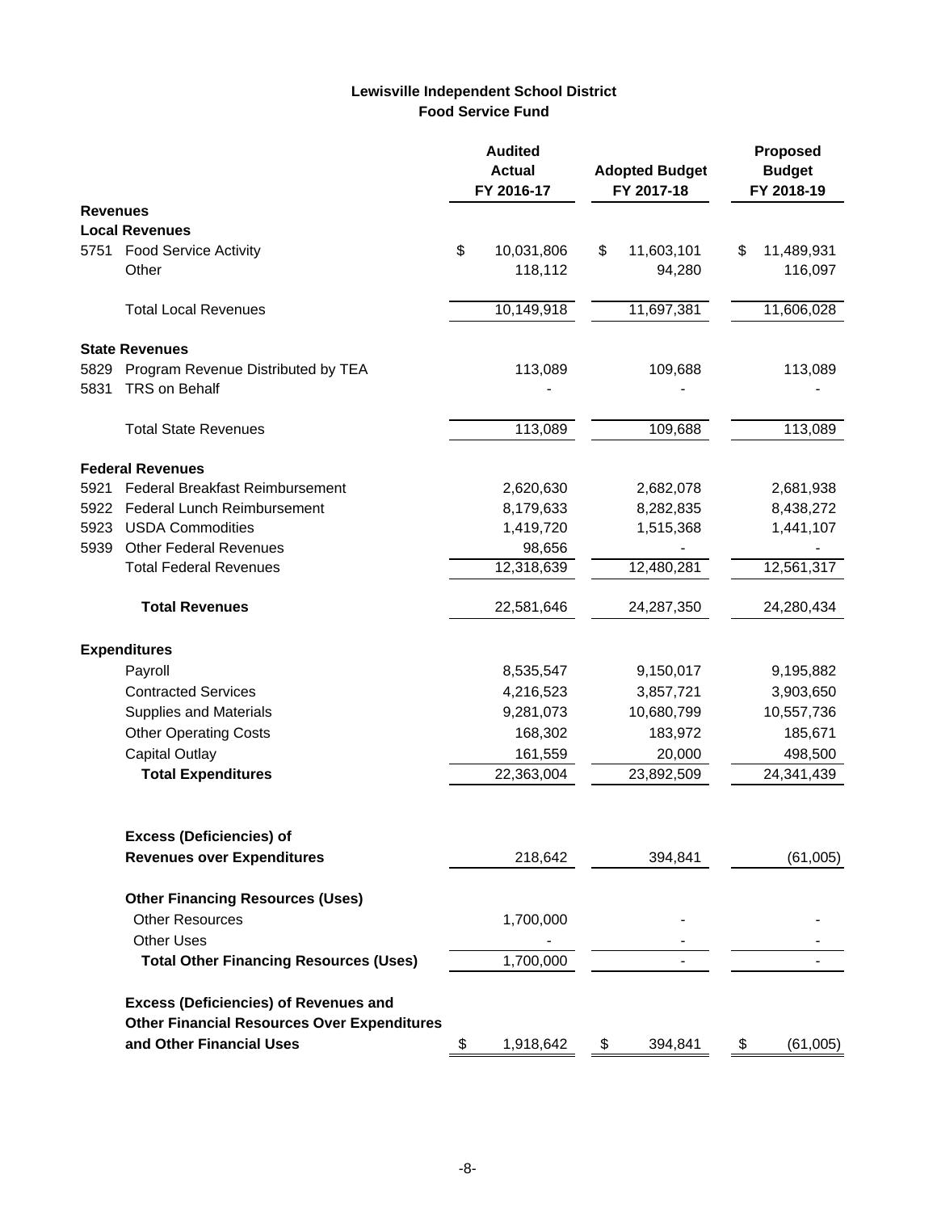# Lewisville Independent School District
## Food Service Fund

| | | Audited Actual FY 2016-17 | Adopted Budget FY 2017-18 | Proposed Budget FY 2018-19 |
|---|---|---|---|---|
| **Revenues** | | | | |
| **Local Revenues** | | | | |
| 5751 | Food Service Activity | $ 10,031,806 | $ 11,603,101 | $ 11,489,931 |
| | Other | 118,112 | 94,280 | 116,097 |
| | Total Local Revenues | 10,149,918 | 11,697,381 | 11,606,028 |
| **State Revenues** | | | | |
| 5829 | Program Revenue Distributed by TEA | 113,089 | 109,688 | 113,089 |
| 5831 | TRS on Behalf | - | - | - |
| | Total State Revenues | 113,089 | 109,688 | 113,089 |
| **Federal Revenues** | | | | |
| 5921 | Federal Breakfast Reimbursement | 2,620,630 | 2,682,078 | 2,681,938 |
| 5922 | Federal Lunch Reimbursement | 8,179,633 | 8,282,835 | 8,438,272 |
| 5923 | USDA Commodities | 1,419,720 | 1,515,368 | 1,441,107 |
| 5939 | Other Federal Revenues | 98,656 | - | - |
| | Total Federal Revenues | 12,318,639 | 12,480,281 | 12,561,317 |
| | **Total Revenues** | 22,581,646 | 24,287,350 | 24,280,434 |
| **Expenditures** | | | | |
| | Payroll | 8,535,547 | 9,150,017 | 9,195,882 |
| | Contracted Services | 4,216,523 | 3,857,721 | 3,903,650 |
| | Supplies and Materials | 9,281,073 | 10,680,799 | 10,557,736 |
| | Other Operating Costs | 168,302 | 183,972 | 185,671 |
| | Capital Outlay | 161,559 | 20,000 | 498,500 |
| | **Total Expenditures** | 22,363,004 | 23,892,509 | 24,341,439 |
| | **Excess (Deficiencies) of Revenues over Expenditures** | 218,642 | 394,841 | (61,005) |
| | **Other Financing Resources (Uses)** | | | |
| | Other Resources | 1,700,000 | - | - |
| | Other Uses | - | - | - |
| | **Total Other Financing Resources (Uses)** | 1,700,000 | - | - |
| | **Excess (Deficiencies) of Revenues and Other Financial Resources Over Expenditures and Other Financial Uses** | $ 1,918,642 | $ 394,841 | $ (61,005) |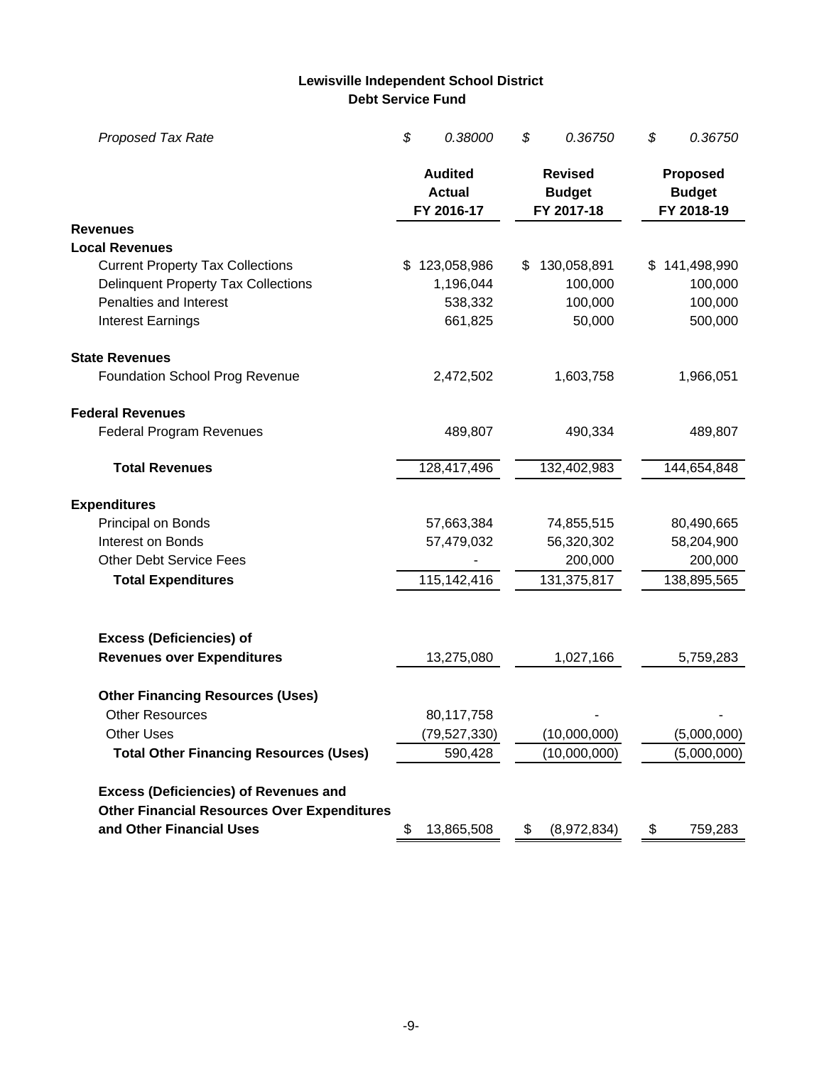## Lewisville Independent School District
## Debt Service Fund

| | Audited Actual FY 2016-17 | Revised Budget FY 2017-18 | Proposed Budget FY 2018-19 |
|---|---|---|---|
| *Proposed Tax Rate* | *$ 0.38000* | *$ 0.36750* | *$ 0.36750* |
| **Revenues** | | | |
| **Local Revenues** | | | |
| Current Property Tax Collections | $ 123,058,986 | $ 130,058,891 | $ 141,498,990 |
| Delinquent Property Tax Collections | 1,196,044 | 100,000 | 100,000 |
| Penalties and Interest | 538,332 | 100,000 | 100,000 |
| Interest Earnings | 661,825 | 50,000 | 500,000 |
| **State Revenues** | | | |
| Foundation School Prog Revenue | 2,472,502 | 1,603,758 | 1,966,051 |
| **Federal Revenues** | | | |
| Federal Program Revenues | 489,807 | 490,334 | 489,807 |
| **Total Revenues** | 128,417,496 | 132,402,983 | 144,654,848 |
| **Expenditures** | | | |
| Principal on Bonds | 57,663,384 | 74,855,515 | 80,490,665 |
| Interest on Bonds | 57,479,032 | 56,320,302 | 58,204,900 |
| Other Debt Service Fees | - | 200,000 | 200,000 |
| **Total Expenditures** | 115,142,416 | 131,375,817 | 138,895,565 |
| **Excess (Deficiencies) of Revenues over Expenditures** | 13,275,080 | 1,027,166 | 5,759,283 |
| **Other Financing Resources (Uses)** | | | |
| Other Resources | 80,117,758 | - | - |
| Other Uses | (79,527,330) | (10,000,000) | (5,000,000) |
| **Total Other Financing Resources (Uses)** | 590,428 | (10,000,000) | (5,000,000) |
| **Excess (Deficiencies) of Revenues and Other Financial Resources Over Expenditures and Other Financial Uses** | $ 13,865,508 | $ (8,972,834) | $ 759,283 |